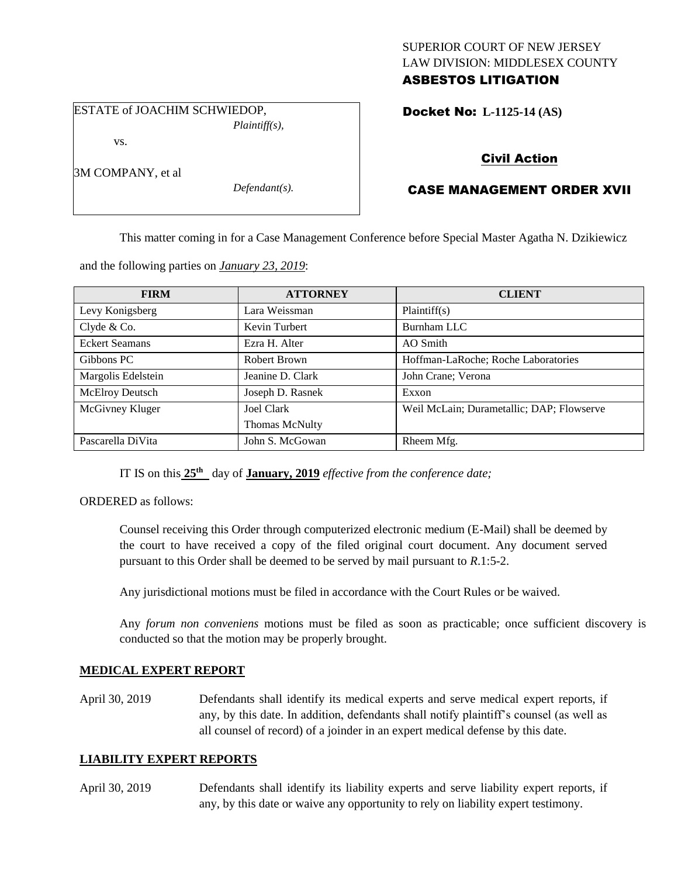SUPERIOR COURT OF NEW JERSEY
LAW DIVISION: MIDDLESEX COUNTY
**ASBESTOS LITIGATION**

ESTATE of JOACHIM SCHWIEDOP,
*Plaintiff(s),*

vs.

3M COMPANY, et al
*Defendant(s).*

**Docket No: L-1125-14 (AS)**

**Civil Action**

**CASE MANAGEMENT ORDER XVII**

This matter coming in for a Case Management Conference before Special Master Agatha N. Dzikiewicz and the following parties on *January 23, 2019*:

| FIRM | ATTORNEY | CLIENT |
| --- | --- | --- |
| Levy Konigsberg | Lara Weissman | Plaintiff(s) |
| Clyde & Co. | Kevin Turbert | Burnham LLC |
| Eckert Seamans | Ezra H. Alter | AO Smith |
| Gibbons PC | Robert Brown | Hoffman-LaRoche; Roche Laboratories |
| Margolis Edelstein | Jeanine D. Clark | John Crane; Verona |
| McElroy Deutsch | Joseph D. Rasnek | Exxon |
| McGivney Kluger | Joel Clark<br>Thomas McNulty | Weil McLain; Durametallic; DAP; Flowserve |
| Pascarella DiVita | John S. McGowan | Rheem Mfg. |

IT IS on this **25th** day of **January, 2019** *effective from the conference date;*

ORDERED as follows:

Counsel receiving this Order through computerized electronic medium (E-Mail) shall be deemed by the court to have received a copy of the filed original court document. Any document served pursuant to this Order shall be deemed to be served by mail pursuant to *R*.1:5-2.

Any jurisdictional motions must be filed in accordance with the Court Rules or be waived.

Any *forum non conveniens* motions must be filed as soon as practicable; once sufficient discovery is conducted so that the motion may be properly brought.

**MEDICAL EXPERT REPORT**

April 30, 2019 Defendants shall identify its medical experts and serve medical expert reports, if any, by this date. In addition, defendants shall notify plaintiff's counsel (as well as all counsel of record) of a joinder in an expert medical defense by this date.

**LIABILITY EXPERT REPORTS**

April 30, 2019 Defendants shall identify its liability experts and serve liability expert reports, if any, by this date or waive any opportunity to rely on liability expert testimony.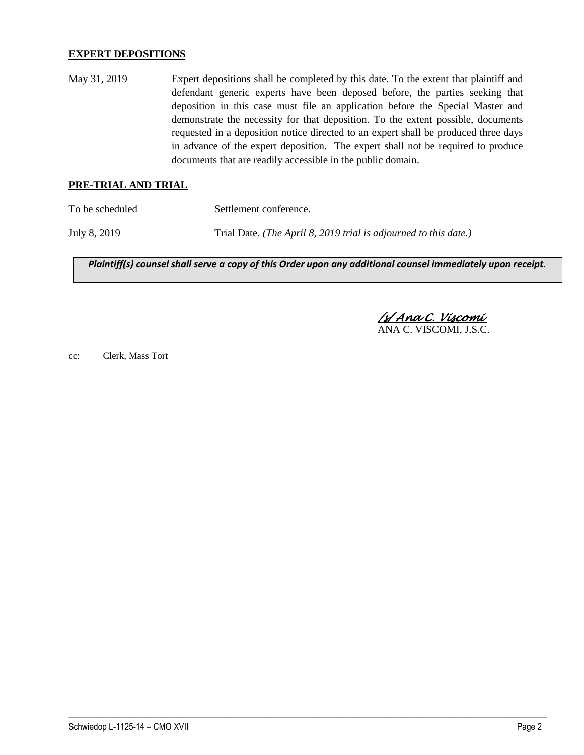**EXPERT DEPOSITIONS**

May 31, 2019 Expert depositions shall be completed by this date. To the extent that plaintiff and defendant generic experts have been deposed before, the parties seeking that deposition in this case must file an application before the Special Master and demonstrate the necessity for that deposition. To the extent possible, documents requested in a deposition notice directed to an expert shall be produced three days in advance of the expert deposition. The expert shall not be required to produce documents that are readily accessible in the public domain.

**PRE-TRIAL AND TRIAL**

To be scheduled Settlement conference.

July 8, 2019 Trial Date. *(The April 8, 2019 trial is adjourned to this date.)*

***Plaintiff(s) counsel shall serve a copy of this Order upon any additional counsel immediately upon receipt.***

*/s/ Ana C. Viscomi*
ANA C. VISCOMI, J.S.C.

cc: Clerk, Mass Tort